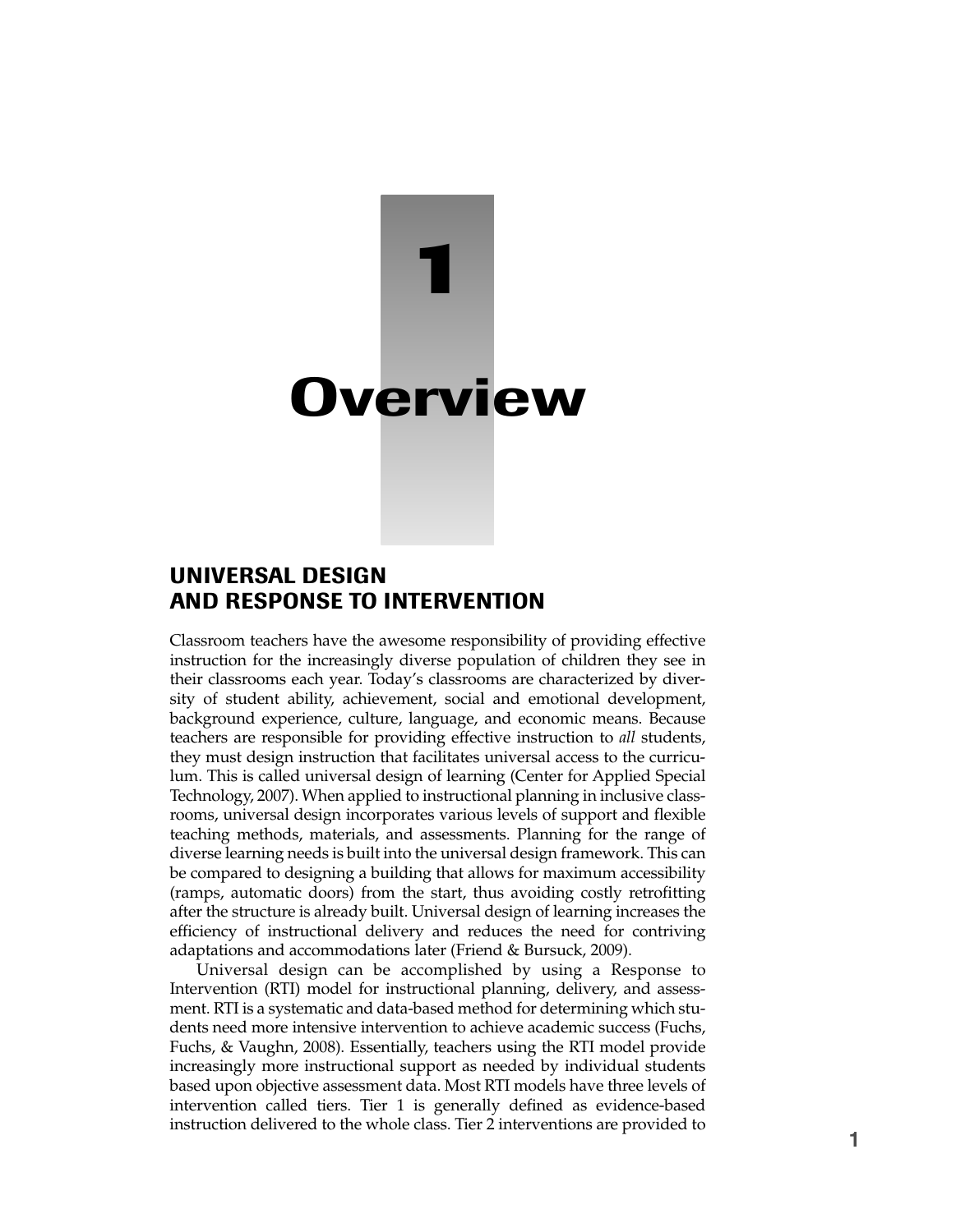# 1 Overview

## UNIVERSAL DESIGN AND RESPONSE TO INTERVENTION

Classroom teachers have the awesome responsibility of providing effective instruction for the increasingly diverse population of children they see in their classrooms each year. Today's classrooms are characterized by diversity of student ability, achievement, social and emotional development, background experience, culture, language, and economic means. Because teachers are responsible for providing effective instruction to *all* students, they must design instruction that facilitates universal access to the curriculum. This is called universal design of learning (Center for Applied Special Technology, 2007). When applied to instructional planning in inclusive classrooms, universal design incorporates various levels of support and flexible teaching methods, materials, and assessments. Planning for the range of diverse learning needs is built into the universal design framework. This can be compared to designing a building that allows for maximum accessibility (ramps, automatic doors) from the start, thus avoiding costly retrofitting after the structure is already built. Universal design of learning increases the efficiency of instructional delivery and reduces the need for contriving adaptations and accommodations later (Friend & Bursuck, 2009).

Universal design can be accomplished by using a Response to Intervention (RTI) model for instructional planning, delivery, and assessment. RTI is a systematic and data-based method for determining which students need more intensive intervention to achieve academic success (Fuchs, Fuchs, & Vaughn, 2008). Essentially, teachers using the RTI model provide increasingly more instructional support as needed by individual students based upon objective assessment data. Most RTI models have three levels of intervention called tiers. Tier 1 is generally defined as evidence-based instruction delivered to the whole class. Tier 2 interventions are provided to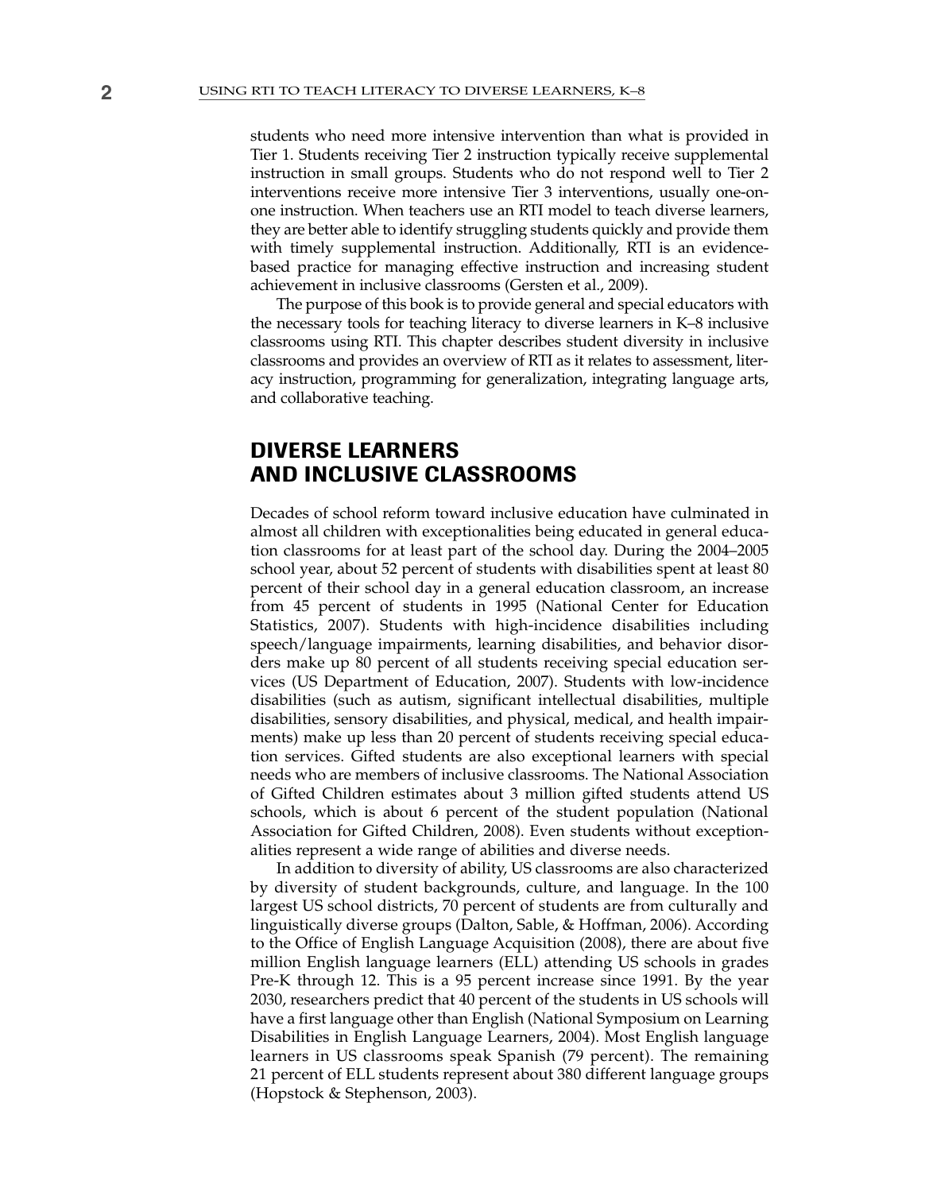students who need more intensive intervention than what is provided in Tier 1. Students receiving Tier 2 instruction typically receive supplemental instruction in small groups. Students who do not respond well to Tier 2 interventions receive more intensive Tier 3 interventions, usually one-on-one instruction. When teachers use an RTI model to teach diverse learners, they are better able to identify struggling students quickly and provide them with timely supplemental instruction. Additionally, RTI is an evidence-based practice for managing effective instruction and increasing student achievement in inclusive classrooms (Gersten et al., 2009).

The purpose of this book is to provide general and special educators with the necessary tools for teaching literacy to diverse learners in K–8 inclusive classrooms using RTI. This chapter describes student diversity in inclusive classrooms and provides an overview of RTI as it relates to assessment, literacy instruction, programming for generalization, integrating language arts, and collaborative teaching.

## DIVERSE LEARNERS AND INCLUSIVE CLASSROOMS

Decades of school reform toward inclusive education have culminated in almost all children with exceptionalities being educated in general education classrooms for at least part of the school day. During the 2004–2005 school year, about 52 percent of students with disabilities spent at least 80 percent of their school day in a general education classroom, an increase from 45 percent of students in 1995 (National Center for Education Statistics, 2007). Students with high-incidence disabilities including speech/language impairments, learning disabilities, and behavior disorders make up 80 percent of all students receiving special education services (US Department of Education, 2007). Students with low-incidence disabilities (such as autism, significant intellectual disabilities, multiple disabilities, sensory disabilities, and physical, medical, and health impairments) make up less than 20 percent of students receiving special education services. Gifted students are also exceptional learners with special needs who are members of inclusive classrooms. The National Association of Gifted Children estimates about 3 million gifted students attend US schools, which is about 6 percent of the student population (National Association for Gifted Children, 2008). Even students without exceptionalities represent a wide range of abilities and diverse needs.

In addition to diversity of ability, US classrooms are also characterized by diversity of student backgrounds, culture, and language. In the 100 largest US school districts, 70 percent of students are from culturally and linguistically diverse groups (Dalton, Sable, & Hoffman, 2006). According to the Office of English Language Acquisition (2008), there are about five million English language learners (ELL) attending US schools in grades Pre-K through 12. This is a 95 percent increase since 1991. By the year 2030, researchers predict that 40 percent of the students in US schools will have a first language other than English (National Symposium on Learning Disabilities in English Language Learners, 2004). Most English language learners in US classrooms speak Spanish (79 percent). The remaining 21 percent of ELL students represent about 380 different language groups (Hopstock & Stephenson, 2003).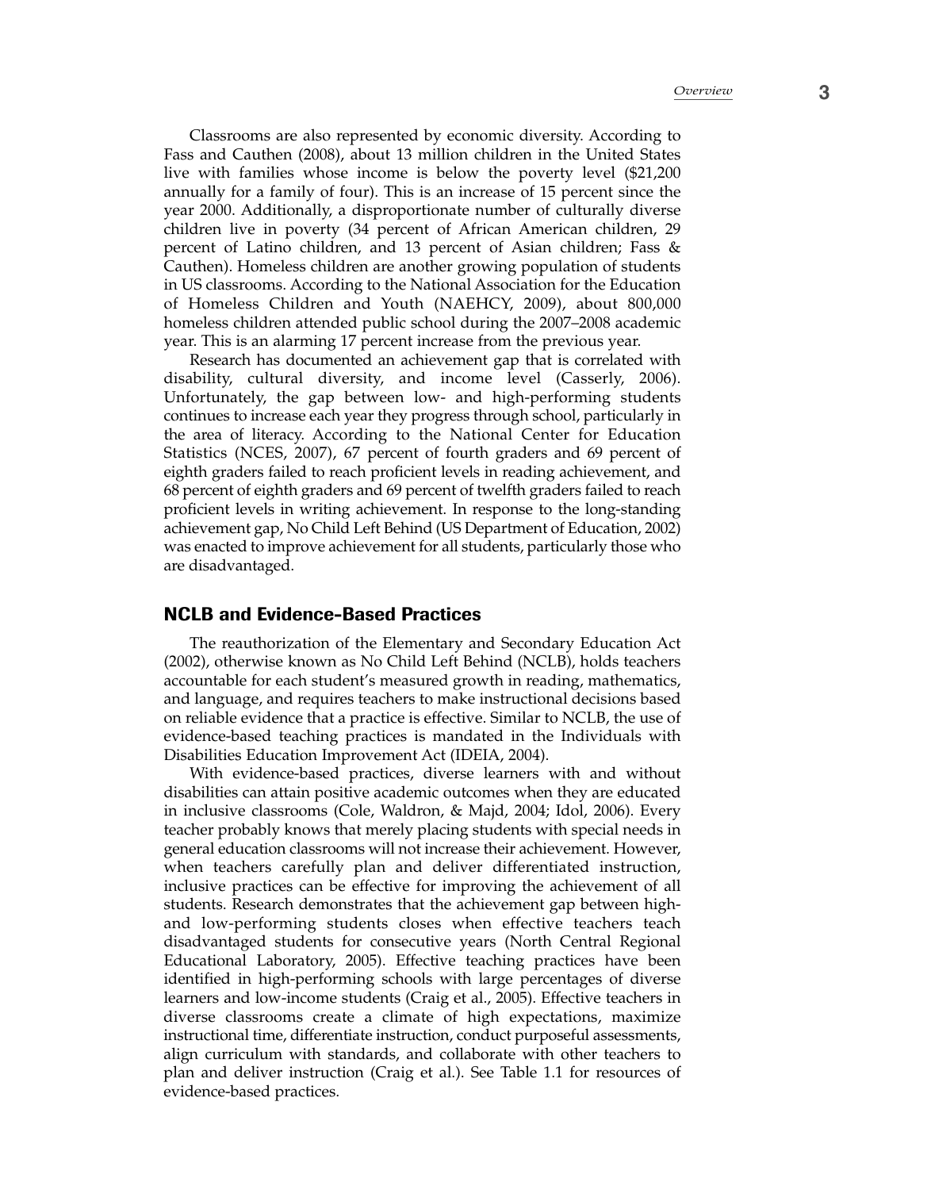Classrooms are also represented by economic diversity. According to Fass and Cauthen (2008), about 13 million children in the United States live with families whose income is below the poverty level ($21,200 annually for a family of four). This is an increase of 15 percent since the year 2000. Additionally, a disproportionate number of culturally diverse children live in poverty (34 percent of African American children, 29 percent of Latino children, and 13 percent of Asian children; Fass & Cauthen). Homeless children are another growing population of students in US classrooms. According to the National Association for the Education of Homeless Children and Youth (NAEHCY, 2009), about 800,000 homeless children attended public school during the 2007–2008 academic year. This is an alarming 17 percent increase from the previous year.

Research has documented an achievement gap that is correlated with disability, cultural diversity, and income level (Casserly, 2006). Unfortunately, the gap between low- and high-performing students continues to increase each year they progress through school, particularly in the area of literacy. According to the National Center for Education Statistics (NCES, 2007), 67 percent of fourth graders and 69 percent of eighth graders failed to reach proficient levels in reading achievement, and 68 percent of eighth graders and 69 percent of twelfth graders failed to reach proficient levels in writing achievement. In response to the long-standing achievement gap, No Child Left Behind (US Department of Education, 2002) was enacted to improve achievement for all students, particularly those who are disadvantaged.

## NCLB and Evidence-Based Practices

The reauthorization of the Elementary and Secondary Education Act (2002), otherwise known as No Child Left Behind (NCLB), holds teachers accountable for each student's measured growth in reading, mathematics, and language, and requires teachers to make instructional decisions based on reliable evidence that a practice is effective. Similar to NCLB, the use of evidence-based teaching practices is mandated in the Individuals with Disabilities Education Improvement Act (IDEIA, 2004).

With evidence-based practices, diverse learners with and without disabilities can attain positive academic outcomes when they are educated in inclusive classrooms (Cole, Waldron, & Majd, 2004; Idol, 2006). Every teacher probably knows that merely placing students with special needs in general education classrooms will not increase their achievement. However, when teachers carefully plan and deliver differentiated instruction, inclusive practices can be effective for improving the achievement of all students. Research demonstrates that the achievement gap between high- and low-performing students closes when effective teachers teach disadvantaged students for consecutive years (North Central Regional Educational Laboratory, 2005). Effective teaching practices have been identified in high-performing schools with large percentages of diverse learners and low-income students (Craig et al., 2005). Effective teachers in diverse classrooms create a climate of high expectations, maximize instructional time, differentiate instruction, conduct purposeful assessments, align curriculum with standards, and collaborate with other teachers to plan and deliver instruction (Craig et al.). See Table 1.1 for resources of evidence-based practices.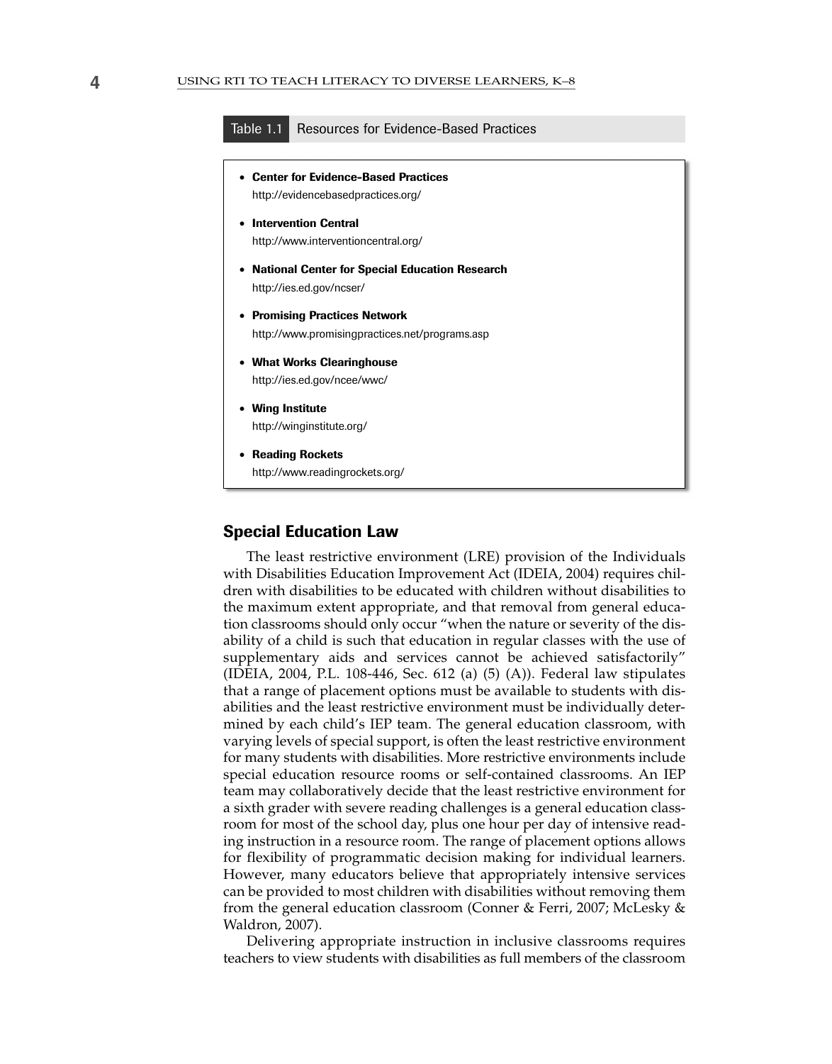**Table 1.1** Resources for Evidence-Based Practices

- **Center for Evidence-Based Practices**
  http://evidencebasedpractices.org/
- **Intervention Central**
  http://www.interventioncentral.org/
- **National Center for Special Education Research**
  http://ies.ed.gov/ncser/
- **Promising Practices Network**
  http://www.promisingpractices.net/programs.asp
- **What Works Clearinghouse**
  http://ies.ed.gov/ncee/wwc/
- **Wing Institute**
  http://winginstitute.org/
- **Reading Rockets**
  http://www.readingrockets.org/

## Special Education Law

The least restrictive environment (LRE) provision of the Individuals with Disabilities Education Improvement Act (IDEIA, 2004) requires children with disabilities to be educated with children without disabilities to the maximum extent appropriate, and that removal from general education classrooms should only occur "when the nature or severity of the disability of a child is such that education in regular classes with the use of supplementary aids and services cannot be achieved satisfactorily" (IDEIA, 2004, P.L. 108-446, Sec. 612 (a) (5) (A)). Federal law stipulates that a range of placement options must be available to students with disabilities and the least restrictive environment must be individually determined by each child's IEP team. The general education classroom, with varying levels of special support, is often the least restrictive environment for many students with disabilities. More restrictive environments include special education resource rooms or self-contained classrooms. An IEP team may collaboratively decide that the least restrictive environment for a sixth grader with severe reading challenges is a general education classroom for most of the school day, plus one hour per day of intensive reading instruction in a resource room. The range of placement options allows for flexibility of programmatic decision making for individual learners. However, many educators believe that appropriately intensive services can be provided to most children with disabilities without removing them from the general education classroom (Conner & Ferri, 2007; McLesky & Waldron, 2007).

Delivering appropriate instruction in inclusive classrooms requires teachers to view students with disabilities as full members of the classroom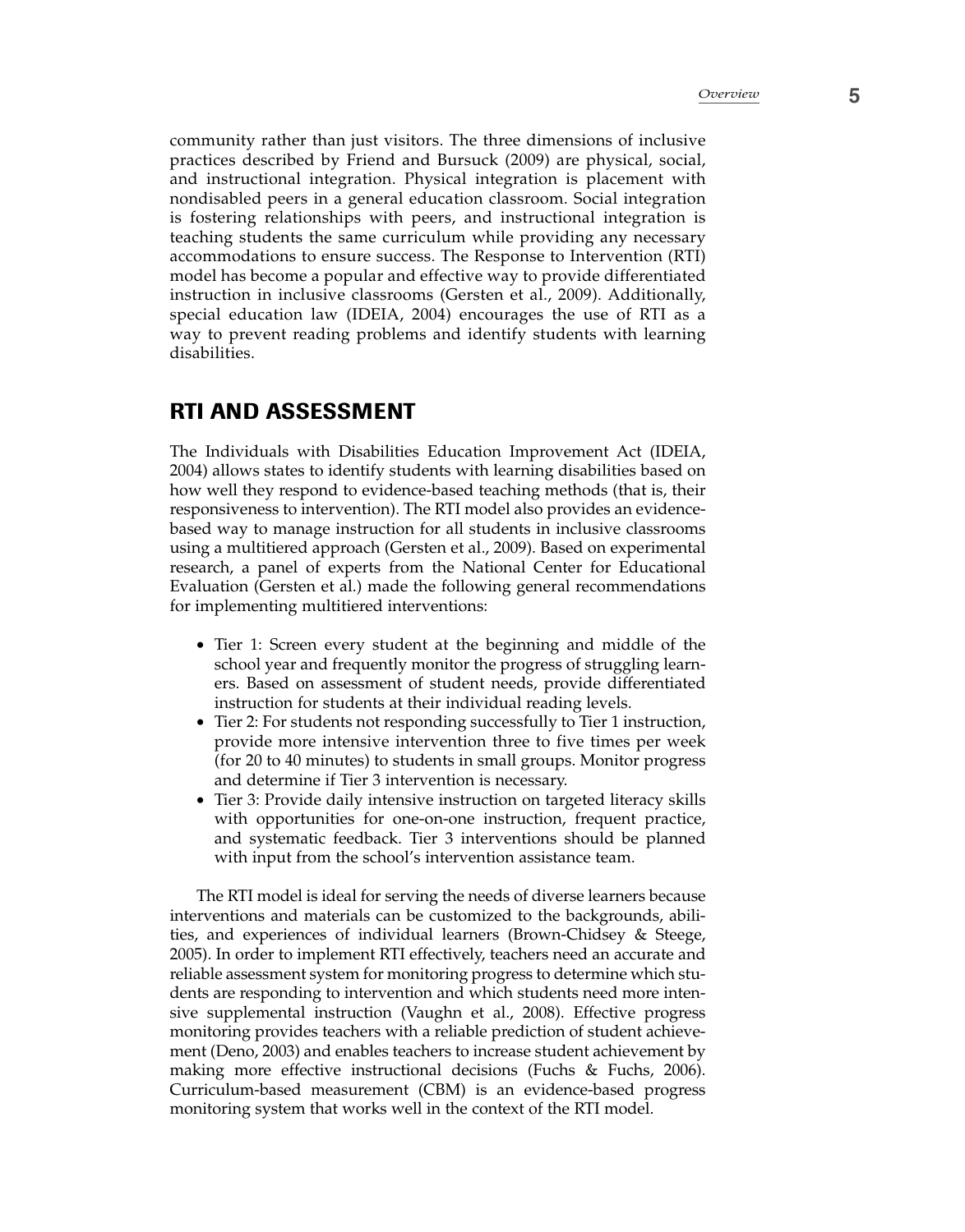community rather than just visitors. The three dimensions of inclusive practices described by Friend and Bursuck (2009) are physical, social, and instructional integration. Physical integration is placement with nondisabled peers in a general education classroom. Social integration is fostering relationships with peers, and instructional integration is teaching students the same curriculum while providing any necessary accommodations to ensure success. The Response to Intervention (RTI) model has become a popular and effective way to provide differentiated instruction in inclusive classrooms (Gersten et al., 2009). Additionally, special education law (IDEIA, 2004) encourages the use of RTI as a way to prevent reading problems and identify students with learning disabilities.

## RTI AND ASSESSMENT

The Individuals with Disabilities Education Improvement Act (IDEIA, 2004) allows states to identify students with learning disabilities based on how well they respond to evidence-based teaching methods (that is, their responsiveness to intervention). The RTI model also provides an evidence-based way to manage instruction for all students in inclusive classrooms using a multitiered approach (Gersten et al., 2009). Based on experimental research, a panel of experts from the National Center for Educational Evaluation (Gersten et al.) made the following general recommendations for implementing multitiered interventions:

- Tier 1: Screen every student at the beginning and middle of the school year and frequently monitor the progress of struggling learners. Based on assessment of student needs, provide differentiated instruction for students at their individual reading levels.
- Tier 2: For students not responding successfully to Tier 1 instruction, provide more intensive intervention three to five times per week (for 20 to 40 minutes) to students in small groups. Monitor progress and determine if Tier 3 intervention is necessary.
- Tier 3: Provide daily intensive instruction on targeted literacy skills with opportunities for one-on-one instruction, frequent practice, and systematic feedback. Tier 3 interventions should be planned with input from the school's intervention assistance team.

The RTI model is ideal for serving the needs of diverse learners because interventions and materials can be customized to the backgrounds, abilities, and experiences of individual learners (Brown-Chidsey & Steege, 2005). In order to implement RTI effectively, teachers need an accurate and reliable assessment system for monitoring progress to determine which students are responding to intervention and which students need more intensive supplemental instruction (Vaughn et al., 2008). Effective progress monitoring provides teachers with a reliable prediction of student achievement (Deno, 2003) and enables teachers to increase student achievement by making more effective instructional decisions (Fuchs & Fuchs, 2006). Curriculum-based measurement (CBM) is an evidence-based progress monitoring system that works well in the context of the RTI model.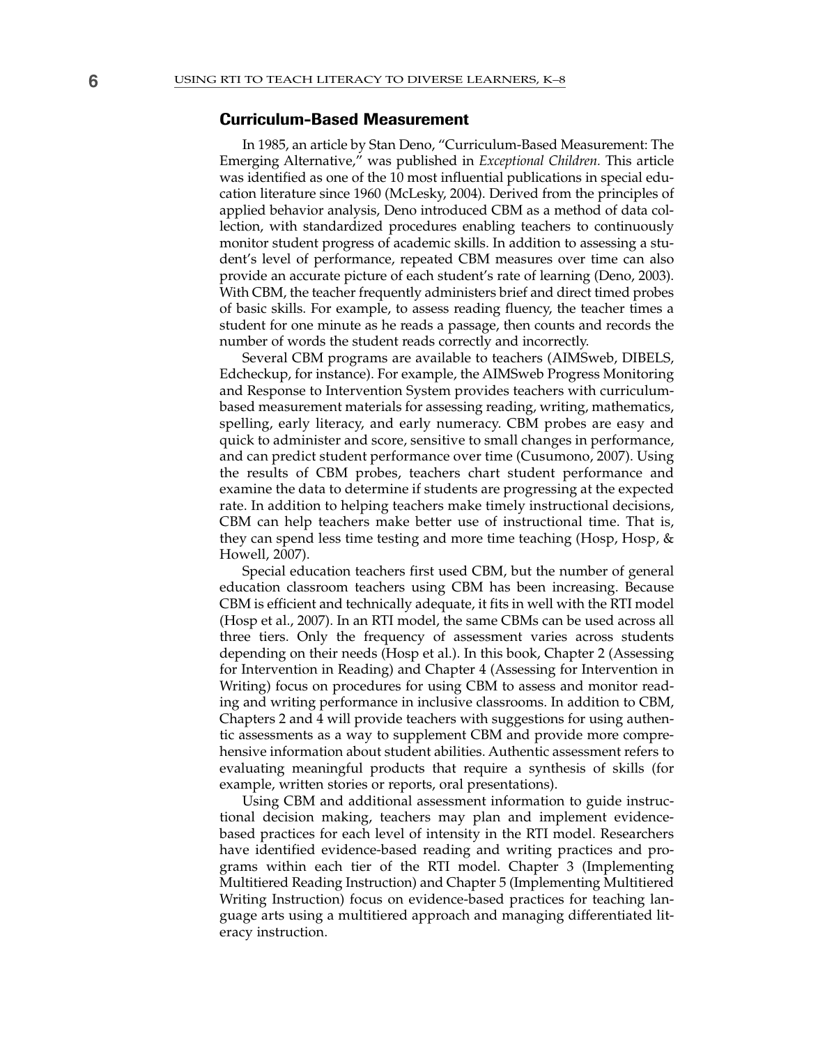## Curriculum-Based Measurement

In 1985, an article by Stan Deno, "Curriculum-Based Measurement: The Emerging Alternative," was published in *Exceptional Children.* This article was identified as one of the 10 most influential publications in special education literature since 1960 (McLesky, 2004). Derived from the principles of applied behavior analysis, Deno introduced CBM as a method of data collection, with standardized procedures enabling teachers to continuously monitor student progress of academic skills. In addition to assessing a student's level of performance, repeated CBM measures over time can also provide an accurate picture of each student's rate of learning (Deno, 2003). With CBM, the teacher frequently administers brief and direct timed probes of basic skills. For example, to assess reading fluency, the teacher times a student for one minute as he reads a passage, then counts and records the number of words the student reads correctly and incorrectly.

Several CBM programs are available to teachers (AIMSweb, DIBELS, Edcheckup, for instance). For example, the AIMSweb Progress Monitoring and Response to Intervention System provides teachers with curriculum-based measurement materials for assessing reading, writing, mathematics, spelling, early literacy, and early numeracy. CBM probes are easy and quick to administer and score, sensitive to small changes in performance, and can predict student performance over time (Cusumono, 2007). Using the results of CBM probes, teachers chart student performance and examine the data to determine if students are progressing at the expected rate. In addition to helping teachers make timely instructional decisions, CBM can help teachers make better use of instructional time. That is, they can spend less time testing and more time teaching (Hosp, Hosp, & Howell, 2007).

Special education teachers first used CBM, but the number of general education classroom teachers using CBM has been increasing. Because CBM is efficient and technically adequate, it fits in well with the RTI model (Hosp et al., 2007). In an RTI model, the same CBMs can be used across all three tiers. Only the frequency of assessment varies across students depending on their needs (Hosp et al.). In this book, Chapter 2 (Assessing for Intervention in Reading) and Chapter 4 (Assessing for Intervention in Writing) focus on procedures for using CBM to assess and monitor reading and writing performance in inclusive classrooms. In addition to CBM, Chapters 2 and 4 will provide teachers with suggestions for using authentic assessments as a way to supplement CBM and provide more comprehensive information about student abilities. Authentic assessment refers to evaluating meaningful products that require a synthesis of skills (for example, written stories or reports, oral presentations).

Using CBM and additional assessment information to guide instructional decision making, teachers may plan and implement evidence-based practices for each level of intensity in the RTI model. Researchers have identified evidence-based reading and writing practices and programs within each tier of the RTI model. Chapter 3 (Implementing Multitiered Reading Instruction) and Chapter 5 (Implementing Multitiered Writing Instruction) focus on evidence-based practices for teaching language arts using a multitiered approach and managing differentiated literacy instruction.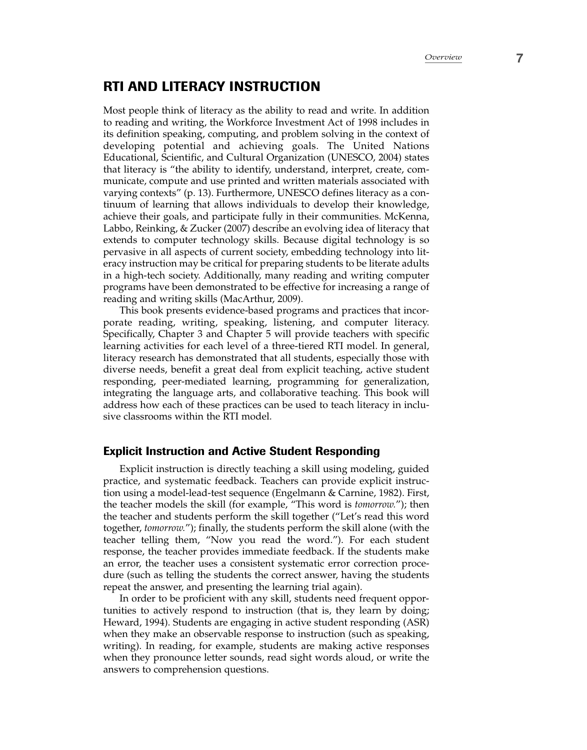## RTI AND LITERACY INSTRUCTION

Most people think of literacy as the ability to read and write. In addition to reading and writing, the Workforce Investment Act of 1998 includes in its definition speaking, computing, and problem solving in the context of developing potential and achieving goals. The United Nations Educational, Scientific, and Cultural Organization (UNESCO, 2004) states that literacy is "the ability to identify, understand, interpret, create, communicate, compute and use printed and written materials associated with varying contexts" (p. 13). Furthermore, UNESCO defines literacy as a continuum of learning that allows individuals to develop their knowledge, achieve their goals, and participate fully in their communities. McKenna, Labbo, Reinking, & Zucker (2007) describe an evolving idea of literacy that extends to computer technology skills. Because digital technology is so pervasive in all aspects of current society, embedding technology into literacy instruction may be critical for preparing students to be literate adults in a high-tech society. Additionally, many reading and writing computer programs have been demonstrated to be effective for increasing a range of reading and writing skills (MacArthur, 2009).

This book presents evidence-based programs and practices that incorporate reading, writing, speaking, listening, and computer literacy. Specifically, Chapter 3 and Chapter 5 will provide teachers with specific learning activities for each level of a three-tiered RTI model. In general, literacy research has demonstrated that all students, especially those with diverse needs, benefit a great deal from explicit teaching, active student responding, peer-mediated learning, programming for generalization, integrating the language arts, and collaborative teaching. This book will address how each of these practices can be used to teach literacy in inclusive classrooms within the RTI model.

### Explicit Instruction and Active Student Responding

Explicit instruction is directly teaching a skill using modeling, guided practice, and systematic feedback. Teachers can provide explicit instruction using a model-lead-test sequence (Engelmann & Carnine, 1982). First, the teacher models the skill (for example, "This word is *tomorrow.*"); then the teacher and students perform the skill together ("Let's read this word together, *tomorrow.*"); finally, the students perform the skill alone (with the teacher telling them, "Now you read the word."). For each student response, the teacher provides immediate feedback. If the students make an error, the teacher uses a consistent systematic error correction procedure (such as telling the students the correct answer, having the students repeat the answer, and presenting the learning trial again).

In order to be proficient with any skill, students need frequent opportunities to actively respond to instruction (that is, they learn by doing; Heward, 1994). Students are engaging in active student responding (ASR) when they make an observable response to instruction (such as speaking, writing). In reading, for example, students are making active responses when they pronounce letter sounds, read sight words aloud, or write the answers to comprehension questions.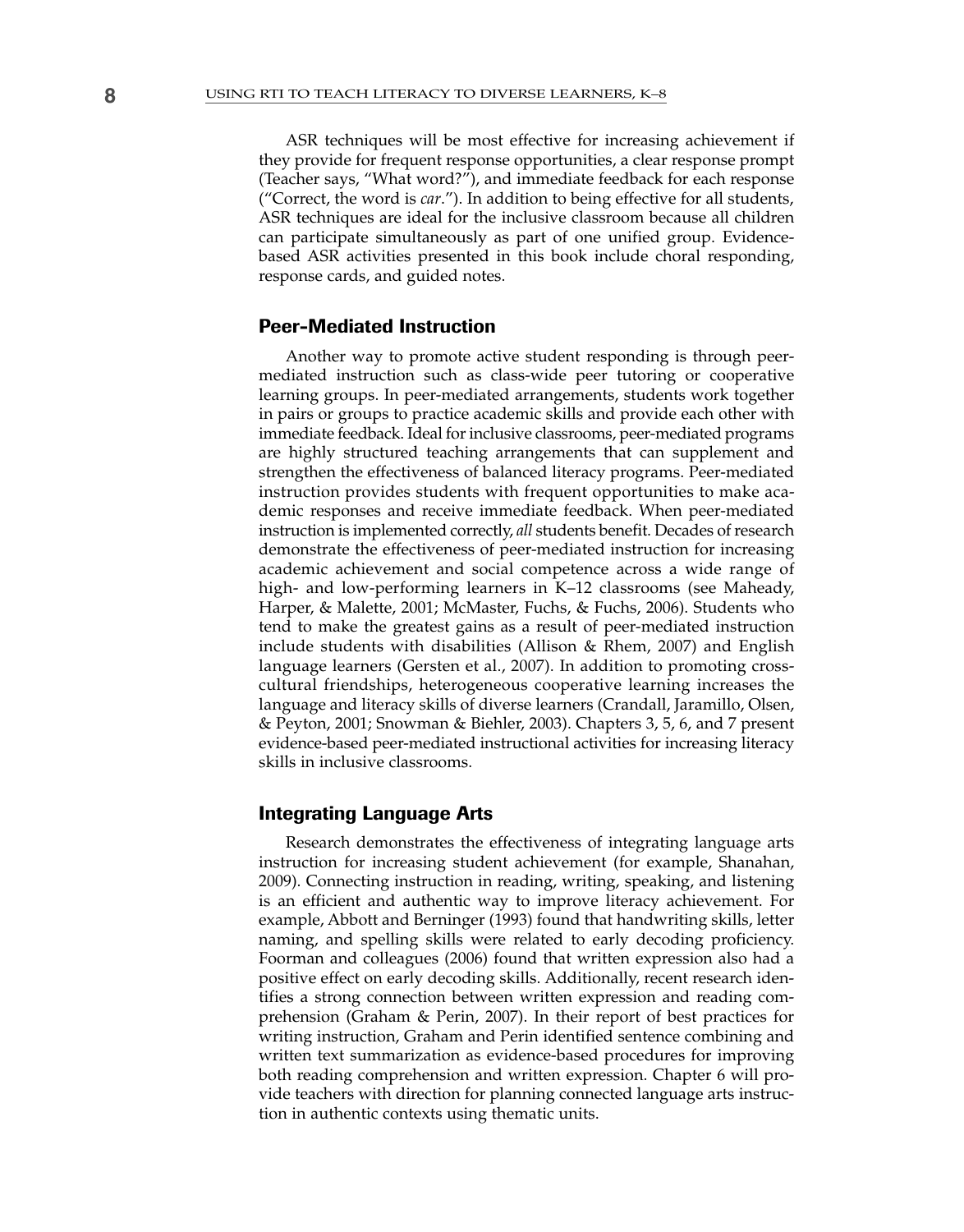ASR techniques will be most effective for increasing achievement if they provide for frequent response opportunities, a clear response prompt (Teacher says, "What word?"), and immediate feedback for each response ("Correct, the word is *car*."). In addition to being effective for all students, ASR techniques are ideal for the inclusive classroom because all children can participate simultaneously as part of one unified group. Evidence-based ASR activities presented in this book include choral responding, response cards, and guided notes.

## Peer-Mediated Instruction

Another way to promote active student responding is through peer-mediated instruction such as class-wide peer tutoring or cooperative learning groups. In peer-mediated arrangements, students work together in pairs or groups to practice academic skills and provide each other with immediate feedback. Ideal for inclusive classrooms, peer-mediated programs are highly structured teaching arrangements that can supplement and strengthen the effectiveness of balanced literacy programs. Peer-mediated instruction provides students with frequent opportunities to make academic responses and receive immediate feedback. When peer-mediated instruction is implemented correctly, *all* students benefit. Decades of research demonstrate the effectiveness of peer-mediated instruction for increasing academic achievement and social competence across a wide range of high- and low-performing learners in K–12 classrooms (see Maheady, Harper, & Malette, 2001; McMaster, Fuchs, & Fuchs, 2006). Students who tend to make the greatest gains as a result of peer-mediated instruction include students with disabilities (Allison & Rhem, 2007) and English language learners (Gersten et al., 2007). In addition to promoting cross-cultural friendships, heterogeneous cooperative learning increases the language and literacy skills of diverse learners (Crandall, Jaramillo, Olsen, & Peyton, 2001; Snowman & Biehler, 2003). Chapters 3, 5, 6, and 7 present evidence-based peer-mediated instructional activities for increasing literacy skills in inclusive classrooms.

## Integrating Language Arts

Research demonstrates the effectiveness of integrating language arts instruction for increasing student achievement (for example, Shanahan, 2009). Connecting instruction in reading, writing, speaking, and listening is an efficient and authentic way to improve literacy achievement. For example, Abbott and Berninger (1993) found that handwriting skills, letter naming, and spelling skills were related to early decoding proficiency. Foorman and colleagues (2006) found that written expression also had a positive effect on early decoding skills. Additionally, recent research identifies a strong connection between written expression and reading comprehension (Graham & Perin, 2007). In their report of best practices for writing instruction, Graham and Perin identified sentence combining and written text summarization as evidence-based procedures for improving both reading comprehension and written expression. Chapter 6 will provide teachers with direction for planning connected language arts instruction in authentic contexts using thematic units.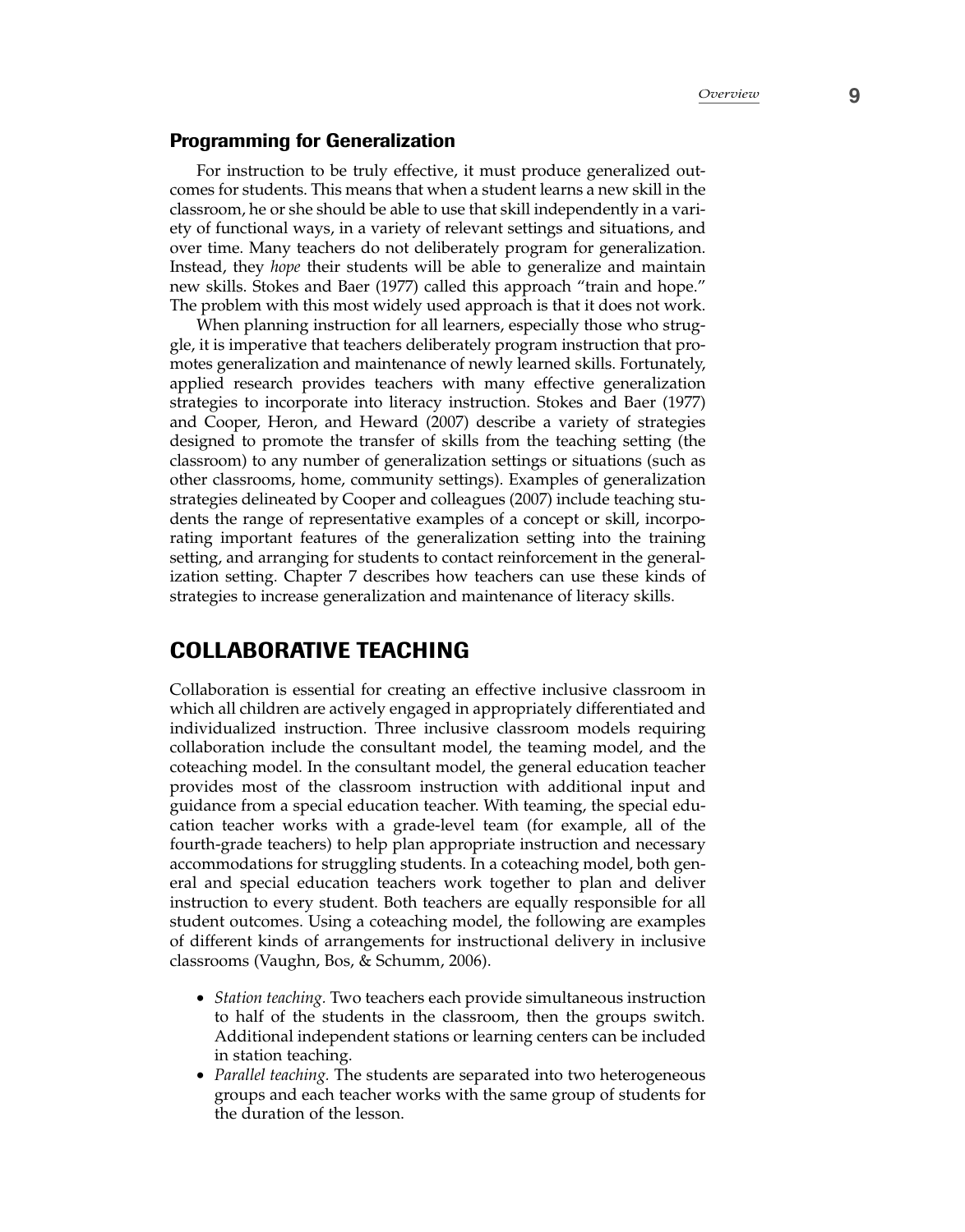### Programming for Generalization

For instruction to be truly effective, it must produce generalized outcomes for students. This means that when a student learns a new skill in the classroom, he or she should be able to use that skill independently in a variety of functional ways, in a variety of relevant settings and situations, and over time. Many teachers do not deliberately program for generalization. Instead, they *hope* their students will be able to generalize and maintain new skills. Stokes and Baer (1977) called this approach "train and hope." The problem with this most widely used approach is that it does not work.

When planning instruction for all learners, especially those who struggle, it is imperative that teachers deliberately program instruction that promotes generalization and maintenance of newly learned skills. Fortunately, applied research provides teachers with many effective generalization strategies to incorporate into literacy instruction. Stokes and Baer (1977) and Cooper, Heron, and Heward (2007) describe a variety of strategies designed to promote the transfer of skills from the teaching setting (the classroom) to any number of generalization settings or situations (such as other classrooms, home, community settings). Examples of generalization strategies delineated by Cooper and colleagues (2007) include teaching students the range of representative examples of a concept or skill, incorporating important features of the generalization setting into the training setting, and arranging for students to contact reinforcement in the generalization setting. Chapter 7 describes how teachers can use these kinds of strategies to increase generalization and maintenance of literacy skills.

## COLLABORATIVE TEACHING

Collaboration is essential for creating an effective inclusive classroom in which all children are actively engaged in appropriately differentiated and individualized instruction. Three inclusive classroom models requiring collaboration include the consultant model, the teaming model, and the coteaching model. In the consultant model, the general education teacher provides most of the classroom instruction with additional input and guidance from a special education teacher. With teaming, the special education teacher works with a grade-level team (for example, all of the fourth-grade teachers) to help plan appropriate instruction and necessary accommodations for struggling students. In a coteaching model, both general and special education teachers work together to plan and deliver instruction to every student. Both teachers are equally responsible for all student outcomes. Using a coteaching model, the following are examples of different kinds of arrangements for instructional delivery in inclusive classrooms (Vaughn, Bos, & Schumm, 2006).

- *Station teaching.* Two teachers each provide simultaneous instruction to half of the students in the classroom, then the groups switch. Additional independent stations or learning centers can be included in station teaching.
- *Parallel teaching.* The students are separated into two heterogeneous groups and each teacher works with the same group of students for the duration of the lesson.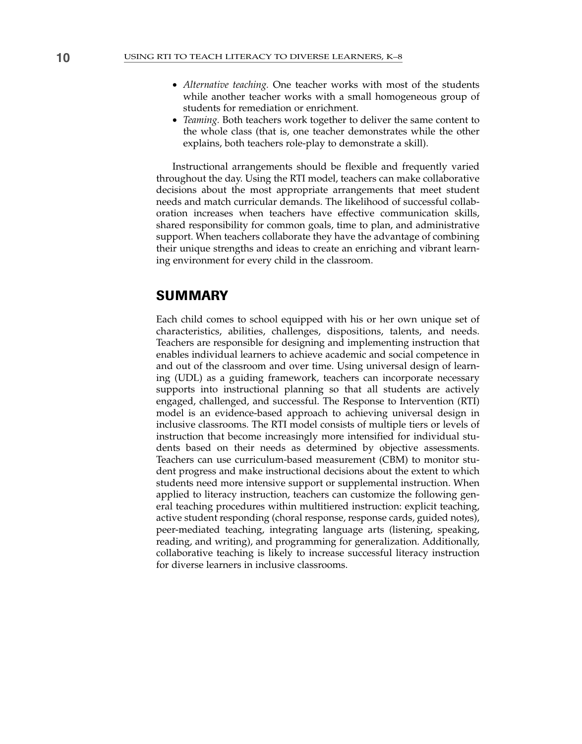- *Alternative teaching.* One teacher works with most of the students while another teacher works with a small homogeneous group of students for remediation or enrichment.
- *Teaming.* Both teachers work together to deliver the same content to the whole class (that is, one teacher demonstrates while the other explains, both teachers role-play to demonstrate a skill).

Instructional arrangements should be flexible and frequently varied throughout the day. Using the RTI model, teachers can make collaborative decisions about the most appropriate arrangements that meet student needs and match curricular demands. The likelihood of successful collaboration increases when teachers have effective communication skills, shared responsibility for common goals, time to plan, and administrative support. When teachers collaborate they have the advantage of combining their unique strengths and ideas to create an enriching and vibrant learning environment for every child in the classroom.

## SUMMARY

Each child comes to school equipped with his or her own unique set of characteristics, abilities, challenges, dispositions, talents, and needs. Teachers are responsible for designing and implementing instruction that enables individual learners to achieve academic and social competence in and out of the classroom and over time. Using universal design of learning (UDL) as a guiding framework, teachers can incorporate necessary supports into instructional planning so that all students are actively engaged, challenged, and successful. The Response to Intervention (RTI) model is an evidence-based approach to achieving universal design in inclusive classrooms. The RTI model consists of multiple tiers or levels of instruction that become increasingly more intensified for individual students based on their needs as determined by objective assessments. Teachers can use curriculum-based measurement (CBM) to monitor student progress and make instructional decisions about the extent to which students need more intensive support or supplemental instruction. When applied to literacy instruction, teachers can customize the following general teaching procedures within multitiered instruction: explicit teaching, active student responding (choral response, response cards, guided notes), peer-mediated teaching, integrating language arts (listening, speaking, reading, and writing), and programming for generalization. Additionally, collaborative teaching is likely to increase successful literacy instruction for diverse learners in inclusive classrooms.